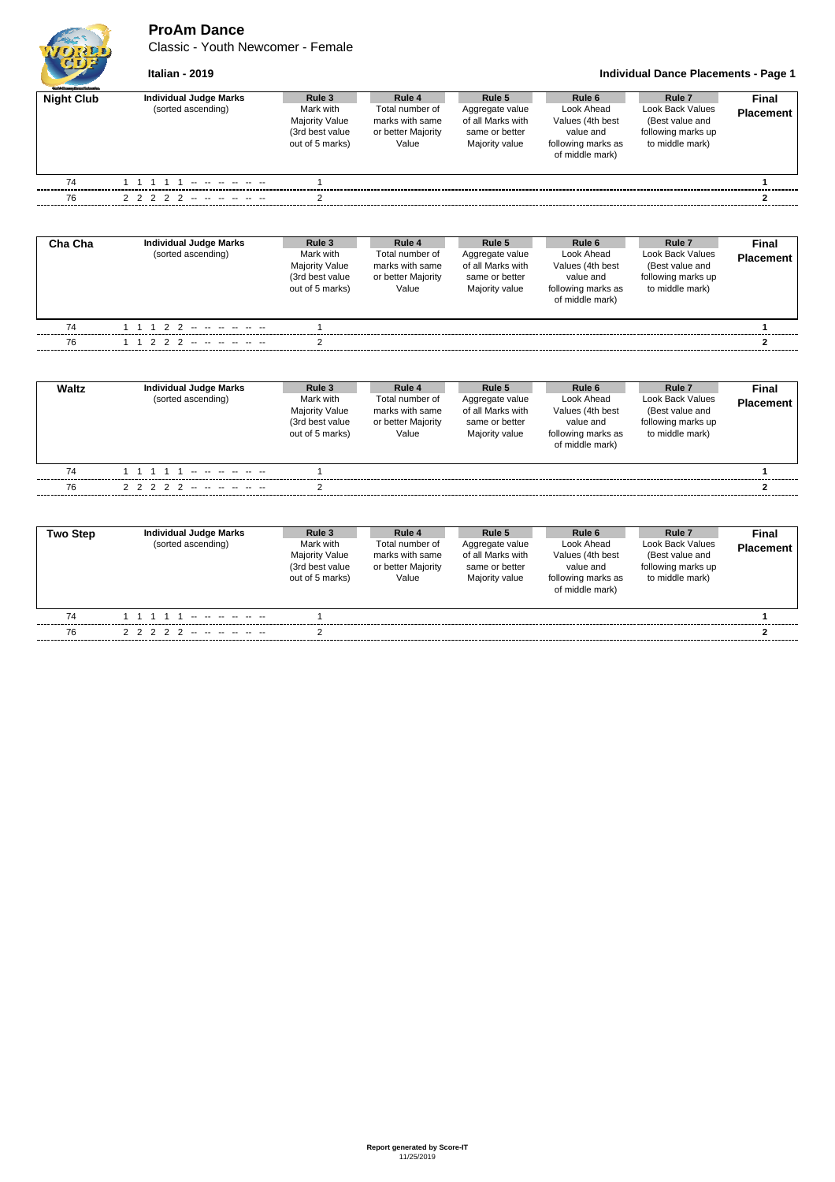# ProAm Dance

Classic - Youth Newcomer - Female

**Italian - 2019**

**Individual Dance Placements - Page 1**

| Night Club | Individual Judge Marks (sorted ascending) | Rule 3 Mark with Majority Value (3rd best value out of 5 marks) | Rule 4 Total number of marks with same or better Majority Value | Rule 5 Aggregate value of all Marks with same or better Majority value | Rule 6 Look Ahead Values (4th best value and following marks as of middle mark) | Rule 7 Look Back Values (Best value and following marks up to middle mark) | Final Placement |
|---|---|---|---|---|---|---|---|
| 74 | 1 1 1 1 1 -- -- -- -- -- -- | 1 | | | | | **1** |
| 76 | 2 2 2 2 2 -- -- -- -- -- -- | 2 | | | | | **2** |

| Cha Cha | Individual Judge Marks (sorted ascending) | Rule 3 Mark with Majority Value (3rd best value out of 5 marks) | Rule 4 Total number of marks with same or better Majority Value | Rule 5 Aggregate value of all Marks with same or better Majority value | Rule 6 Look Ahead Values (4th best value and following marks as of middle mark) | Rule 7 Look Back Values (Best value and following marks up to middle mark) | Final Placement |
|---|---|---|---|---|---|---|---|
| 74 | 1 1 1 2 2 -- -- -- -- -- -- | 1 | | | | | **1** |
| 76 | 1 1 2 2 2 -- -- -- -- -- -- | 2 | | | | | **2** |

| Waltz | Individual Judge Marks (sorted ascending) | Rule 3 Mark with Majority Value (3rd best value out of 5 marks) | Rule 4 Total number of marks with same or better Majority Value | Rule 5 Aggregate value of all Marks with same or better Majority value | Rule 6 Look Ahead Values (4th best value and following marks as of middle mark) | Rule 7 Look Back Values (Best value and following marks up to middle mark) | Final Placement |
|---|---|---|---|---|---|---|---|
| 74 | 1 1 1 1 1 -- -- -- -- -- -- | 1 | | | | | **1** |
| 76 | 2 2 2 2 2 -- -- -- -- -- -- | 2 | | | | | **2** |

| Two Step | Individual Judge Marks (sorted ascending) | Rule 3 Mark with Majority Value (3rd best value out of 5 marks) | Rule 4 Total number of marks with same or better Majority Value | Rule 5 Aggregate value of all Marks with same or better Majority value | Rule 6 Look Ahead Values (4th best value and following marks as of middle mark) | Rule 7 Look Back Values (Best value and following marks up to middle mark) | Final Placement |
|---|---|---|---|---|---|---|---|
| 74 | 1 1 1 1 1 -- -- -- -- -- -- | 1 | | | | | **1** |
| 76 | 2 2 2 2 2 -- -- -- -- -- -- | 2 | | | | | **2** |

**Report generated by Score-IT**
11/25/2019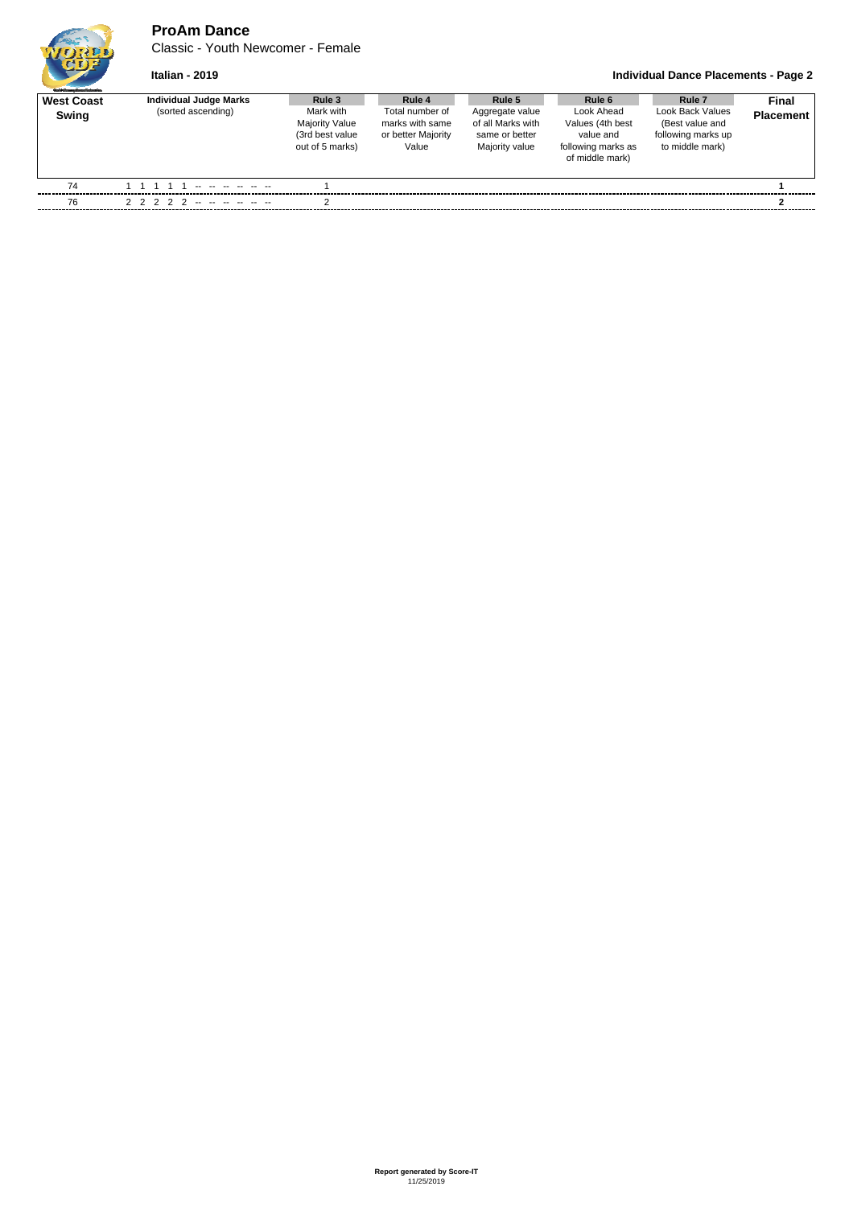# ProAm Dance

Classic - Youth Newcomer - Female

**Italian - 2019**

**Individual Dance Placements - Page 2**

| **West Coast Swing** | **Individual Judge Marks** (sorted ascending) | **Rule 3** Mark with Majority Value (3rd best value out of 5 marks) | **Rule 4** Total number of marks with same or better Majority Value | **Rule 5** Aggregate value of all Marks with same or better Majority value | **Rule 6** Look Ahead Values (4th best value and following marks as of middle mark) | **Rule 7** Look Back Values (Best value and following marks up to middle mark) | **Final Placement** |
|---|---|---|---|---|---|---|---|
| 74 | 1 1 1 1 1 -- -- -- -- -- -- | 1 | | | | | **1** |
| 76 | 2 2 2 2 2 -- -- -- -- -- -- | 2 | | | | | **2** |

**Report generated by Score-IT**
11/25/2019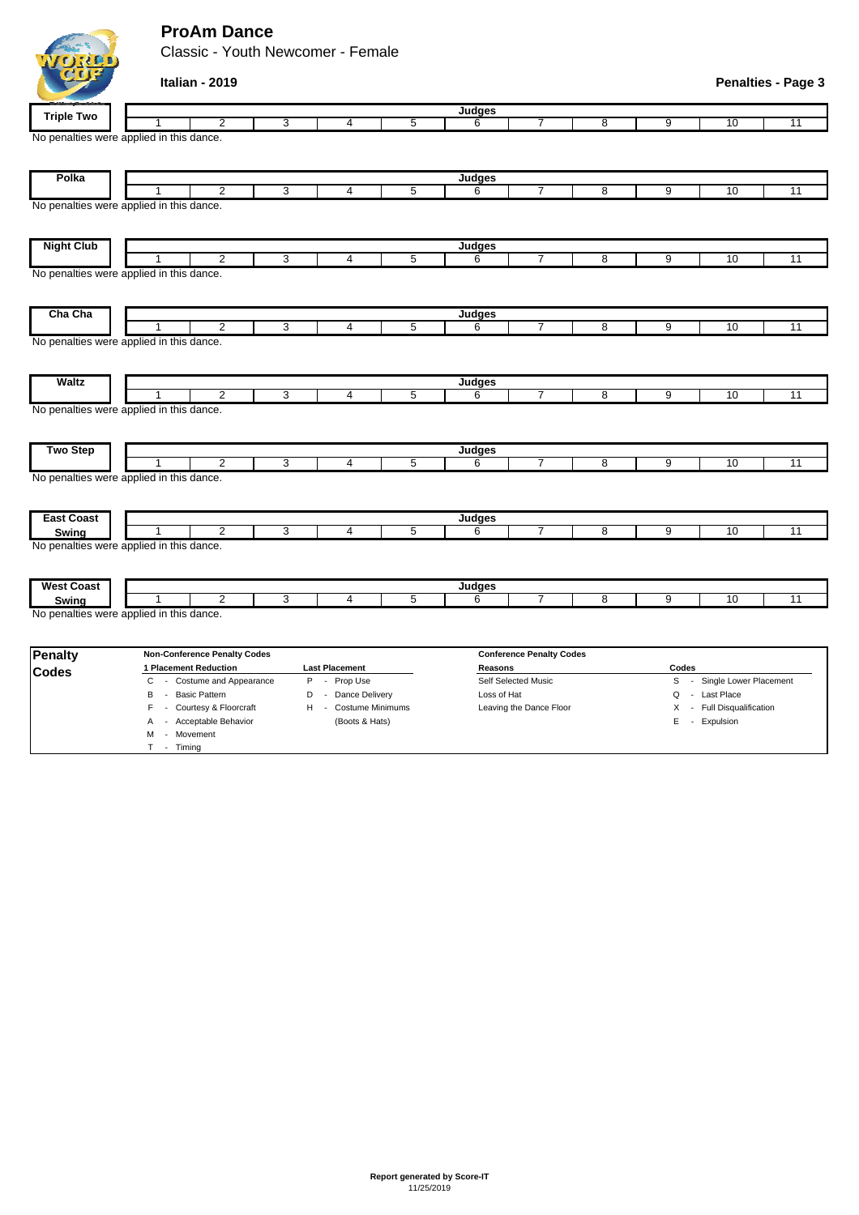# ProAm Dance

Classic - Youth Newcomer - Female

**Italian - 2019**

**Penalties - Page 3**

| Triple Two | Judges | | | | | | | | | | |
|---|---|---|---|---|---|---|---|---|---|---|---|
| | 1 | 2 | 3 | 4 | 5 | 6 | 7 | 8 | 9 | 10 | 11 |

No penalties were applied in this dance.

| Polka | Judges | | | | | | | | | | |
|---|---|---|---|---|---|---|---|---|---|---|---|
| | 1 | 2 | 3 | 4 | 5 | 6 | 7 | 8 | 9 | 10 | 11 |

No penalties were applied in this dance.

| Night Club | Judges | | | | | | | | | | |
|---|---|---|---|---|---|---|---|---|---|---|---|
| | 1 | 2 | 3 | 4 | 5 | 6 | 7 | 8 | 9 | 10 | 11 |

No penalties were applied in this dance.

| Cha Cha | Judges | | | | | | | | | | |
|---|---|---|---|---|---|---|---|---|---|---|---|
| | 1 | 2 | 3 | 4 | 5 | 6 | 7 | 8 | 9 | 10 | 11 |

No penalties were applied in this dance.

| Waltz | Judges | | | | | | | | | | |
|---|---|---|---|---|---|---|---|---|---|---|---|
| | 1 | 2 | 3 | 4 | 5 | 6 | 7 | 8 | 9 | 10 | 11 |

No penalties were applied in this dance.

| Two Step | Judges | | | | | | | | | | |
|---|---|---|---|---|---|---|---|---|---|---|---|
| | 1 | 2 | 3 | 4 | 5 | 6 | 7 | 8 | 9 | 10 | 11 |

No penalties were applied in this dance.

| East Coast Swing | Judges | | | | | | | | | | |
|---|---|---|---|---|---|---|---|---|---|---|---|
| | 1 | 2 | 3 | 4 | 5 | 6 | 7 | 8 | 9 | 10 | 11 |

No penalties were applied in this dance.

| West Coast Swing | Judges | | | | | | | | | | |
|---|---|---|---|---|---|---|---|---|---|---|---|
| | 1 | 2 | 3 | 4 | 5 | 6 | 7 | 8 | 9 | 10 | 11 |

No penalties were applied in this dance.

## Penalty Codes

**Non-Conference Penalty Codes**

**1 Placement Reduction**
- C - Costume and Appearance
- B - Basic Pattern
- F - Courtesy & Floorcraft
- A - Acceptable Behavior
- M - Movement
- T - Timing

**Last Placement**
- P - Prop Use
- D - Dance Delivery
- H - Costume Minimums (Boots & Hats)

**Conference Penalty Codes**

| Reasons | Codes |
|---|---|
| Self Selected Music | S - Single Lower Placement |
| Loss of Hat | Q - Last Place |
| Leaving the Dance Floor | X - Full Disqualification |
| | E - Expulsion |

**Report generated by Score-IT**
11/25/2019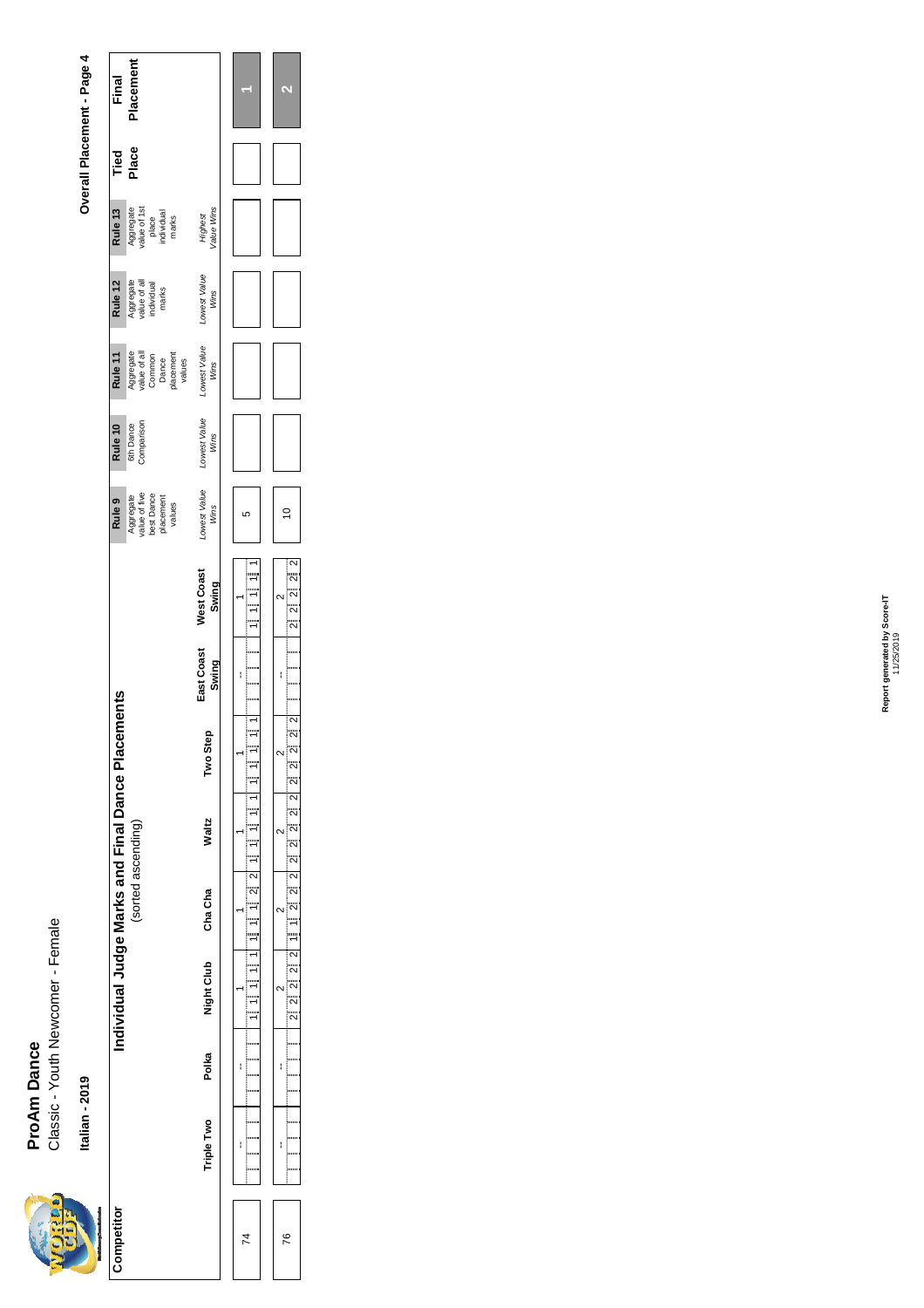# ProAm Dance

Classic - Youth Newcomer - Female

**Italian - 2019**

**Overall Placement - Page 4**

## Individual Judge Marks and Final Dance Placements

(sorted ascending)

| Competitor | Triple Two | Polka | Night Club | Cha Cha | Waltz | Two Step | East Coast Swing | West Coast Swing | Rule 9 Aggregate value of five best Dance placement values *Lowest Value Wins* | Rule 10 6th Dance Comparison *Lowest Value Wins* | Rule 11 Aggregate value of all Common Dance placement values *Lowest Value Wins* | Rule 12 Aggregate value of all individual marks *Lowest Value Wins* | Rule 13 Aggregate value of 1st place individual marks *Highest Value Wins* | Tied Place | Final Placement |
|---|---|---|---|---|---|---|---|---|---|---|---|---|---|---|---|
| 74 | -- | -- | 1 (1 1 1 1 1) | 1 (1 1 1 2 2) | 1 (1 1 1 1 1) | 1 (1 1 1 1 1) | -- | 1 (1 1 1 1 1) | 5 | | | | | | 1 |
| 76 | -- | -- | 2 (2 2 2 2 2) | 2 (1 1 2 2 2) | 2 (2 2 2 2 2) | 2 (2 2 2 2 2) | -- | 2 (2 2 2 2 2) | 10 | | | | | | 2 |

**Report generated by Score-IT**
11/25/2019